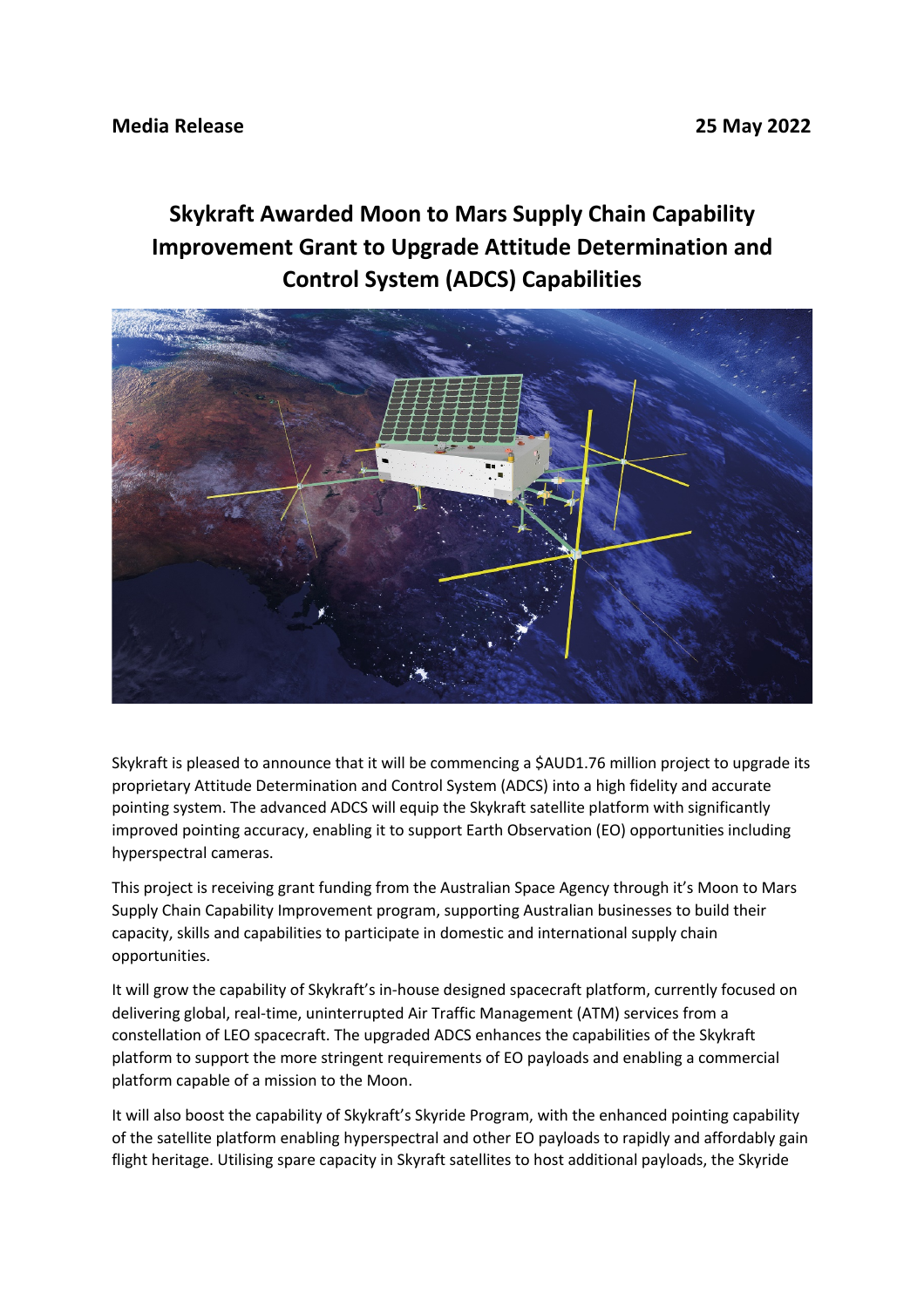**Media Release** **25 May 2022**

# Skykraft Awarded Moon to Mars Supply Chain Capability Improvement Grant to Upgrade Attitude Determination and Control System (ADCS) Capabilities

Skykraft is pleased to announce that it will be commencing a $AUD1.76 million project to upgrade its proprietary Attitude Determination and Control System (ADCS) into a high fidelity and accurate pointing system. The advanced ADCS will equip the Skykraft satellite platform with significantly improved pointing accuracy, enabling it to support Earth Observation (EO) opportunities including hyperspectral cameras.

This project is receiving grant funding from the Australian Space Agency through it's Moon to Mars Supply Chain Capability Improvement program, supporting Australian businesses to build their capacity, skills and capabilities to participate in domestic and international supply chain opportunities.

It will grow the capability of Skykraft's in-house designed spacecraft platform, currently focused on delivering global, real-time, uninterrupted Air Traffic Management (ATM) services from a constellation of LEO spacecraft. The upgraded ADCS enhances the capabilities of the Skykraft platform to support the more stringent requirements of EO payloads and enabling a commercial platform capable of a mission to the Moon.

It will also boost the capability of Skykraft's Skyride Program, with the enhanced pointing capability of the satellite platform enabling hyperspectral and other EO payloads to rapidly and affordably gain flight heritage. Utilising spare capacity in Skyraft satellites to host additional payloads, the Skyride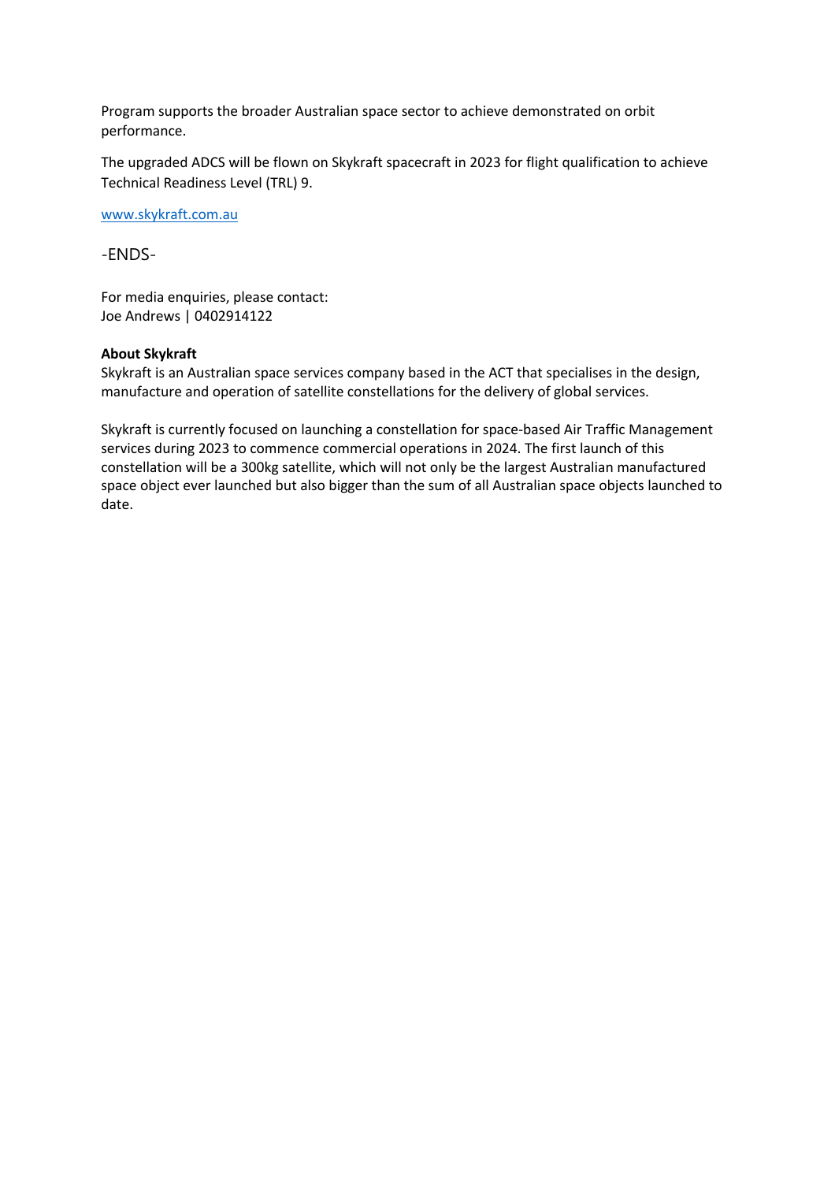Program supports the broader Australian space sector to achieve demonstrated on orbit performance.

The upgraded ADCS will be flown on Skykraft spacecraft in 2023 for flight qualification to achieve Technical Readiness Level (TRL) 9.

www.skykraft.com.au

-ENDS-

For media enquiries, please contact:
Joe Andrews | 0402914122

**About Skykraft**
Skykraft is an Australian space services company based in the ACT that specialises in the design, manufacture and operation of satellite constellations for the delivery of global services.

Skykraft is currently focused on launching a constellation for space-based Air Traffic Management services during 2023 to commence commercial operations in 2024. The first launch of this constellation will be a 300kg satellite, which will not only be the largest Australian manufactured space object ever launched but also bigger than the sum of all Australian space objects launched to date.